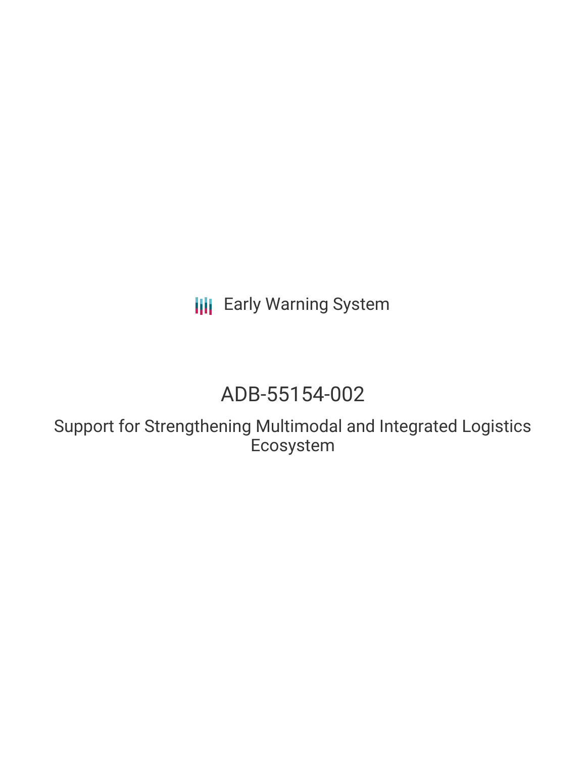Early Warning System

# ADB-55154-002

## Support for Strengthening Multimodal and Integrated Logistics Ecosystem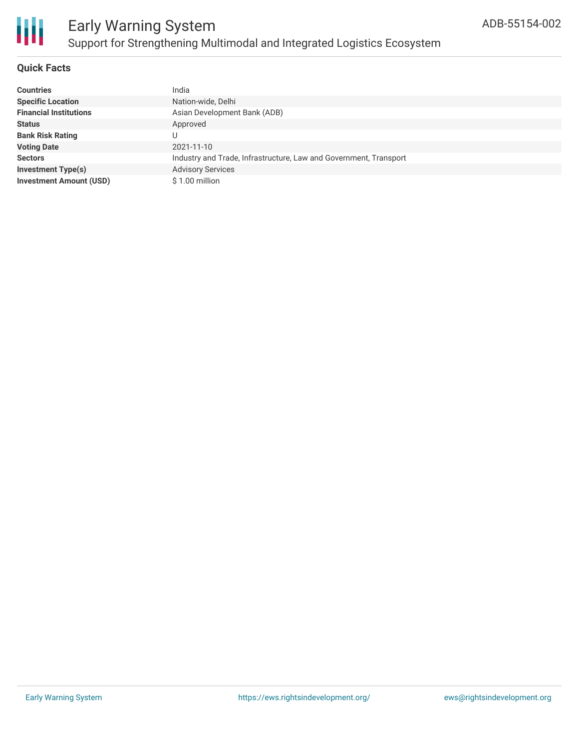# Early Warning System

## Support for Strengthening Multimodal and Integrated Logistics Ecosystem

ADB-55154-002

### Quick Facts

| | |
|---|---|
| **Countries** | India |
| **Specific Location** | Nation-wide, Delhi |
| **Financial Institutions** | Asian Development Bank (ADB) |
| **Status** | Approved |
| **Bank Risk Rating** | U |
| **Voting Date** | 2021-11-10 |
| **Sectors** | Industry and Trade, Infrastructure, Law and Government, Transport |
| **Investment Type(s)** | Advisory Services |
| **Investment Amount (USD)** | $ 1.00 million |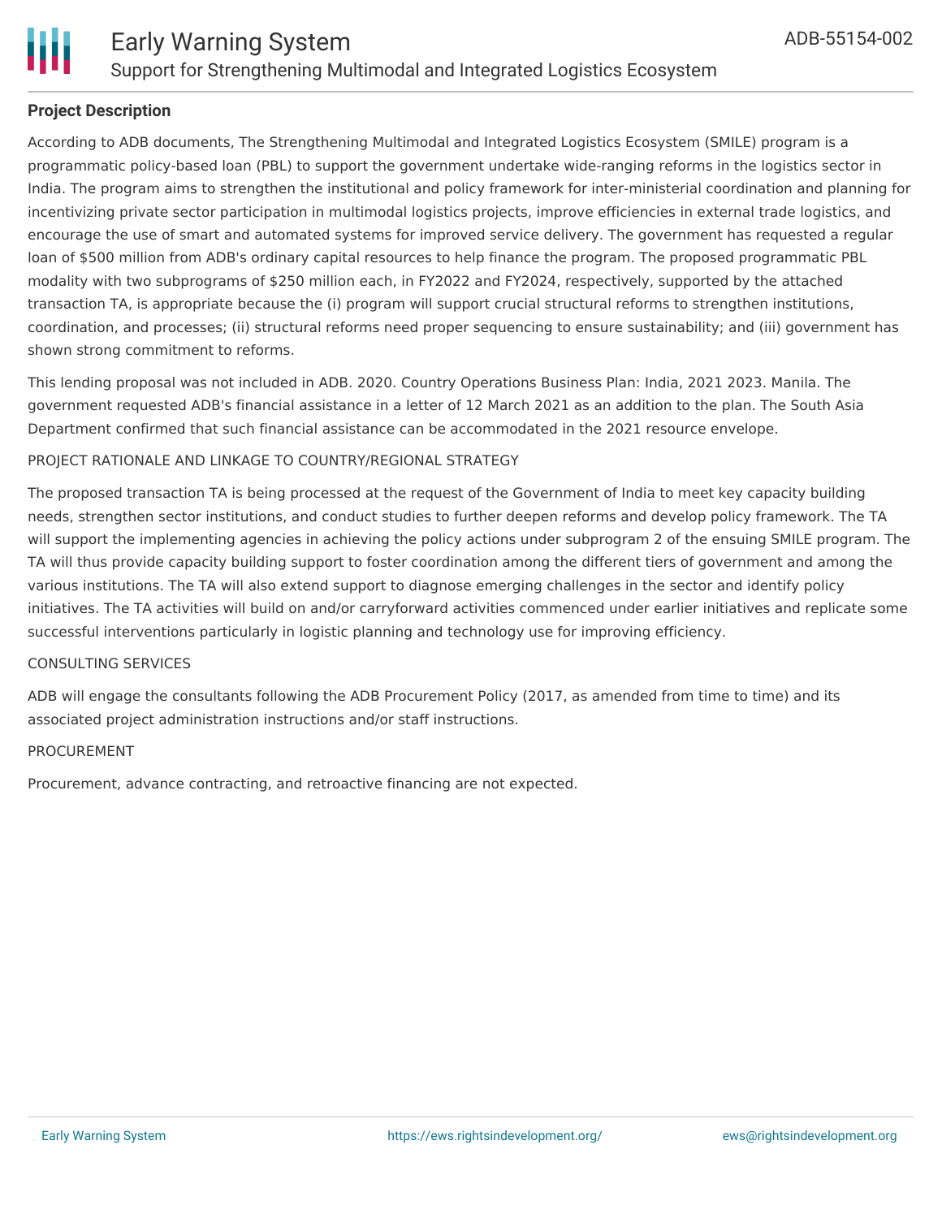## Project Description

According to ADB documents, The Strengthening Multimodal and Integrated Logistics Ecosystem (SMILE) program is a programmatic policy-based loan (PBL) to support the government undertake wide-ranging reforms in the logistics sector in India. The program aims to strengthen the institutional and policy framework for inter-ministerial coordination and planning for incentivizing private sector participation in multimodal logistics projects, improve efficiencies in external trade logistics, and encourage the use of smart and automated systems for improved service delivery. The government has requested a regular loan of $500 million from ADB's ordinary capital resources to help finance the program. The proposed programmatic PBL modality with two subprograms of $250 million each, in FY2022 and FY2024, respectively, supported by the attached transaction TA, is appropriate because the (i) program will support crucial structural reforms to strengthen institutions, coordination, and processes; (ii) structural reforms need proper sequencing to ensure sustainability; and (iii) government has shown strong commitment to reforms.

This lending proposal was not included in ADB. 2020. Country Operations Business Plan: India, 2021 2023. Manila. The government requested ADB's financial assistance in a letter of 12 March 2021 as an addition to the plan. The South Asia Department confirmed that such financial assistance can be accommodated in the 2021 resource envelope.

PROJECT RATIONALE AND LINKAGE TO COUNTRY/REGIONAL STRATEGY

The proposed transaction TA is being processed at the request of the Government of India to meet key capacity building needs, strengthen sector institutions, and conduct studies to further deepen reforms and develop policy framework. The TA will support the implementing agencies in achieving the policy actions under subprogram 2 of the ensuing SMILE program. The TA will thus provide capacity building support to foster coordination among the different tiers of government and among the various institutions. The TA will also extend support to diagnose emerging challenges in the sector and identify policy initiatives. The TA activities will build on and/or carryforward activities commenced under earlier initiatives and replicate some successful interventions particularly in logistic planning and technology use for improving efficiency.

CONSULTING SERVICES

ADB will engage the consultants following the ADB Procurement Policy (2017, as amended from time to time) and its associated project administration instructions and/or staff instructions.

PROCUREMENT

Procurement, advance contracting, and retroactive financing are not expected.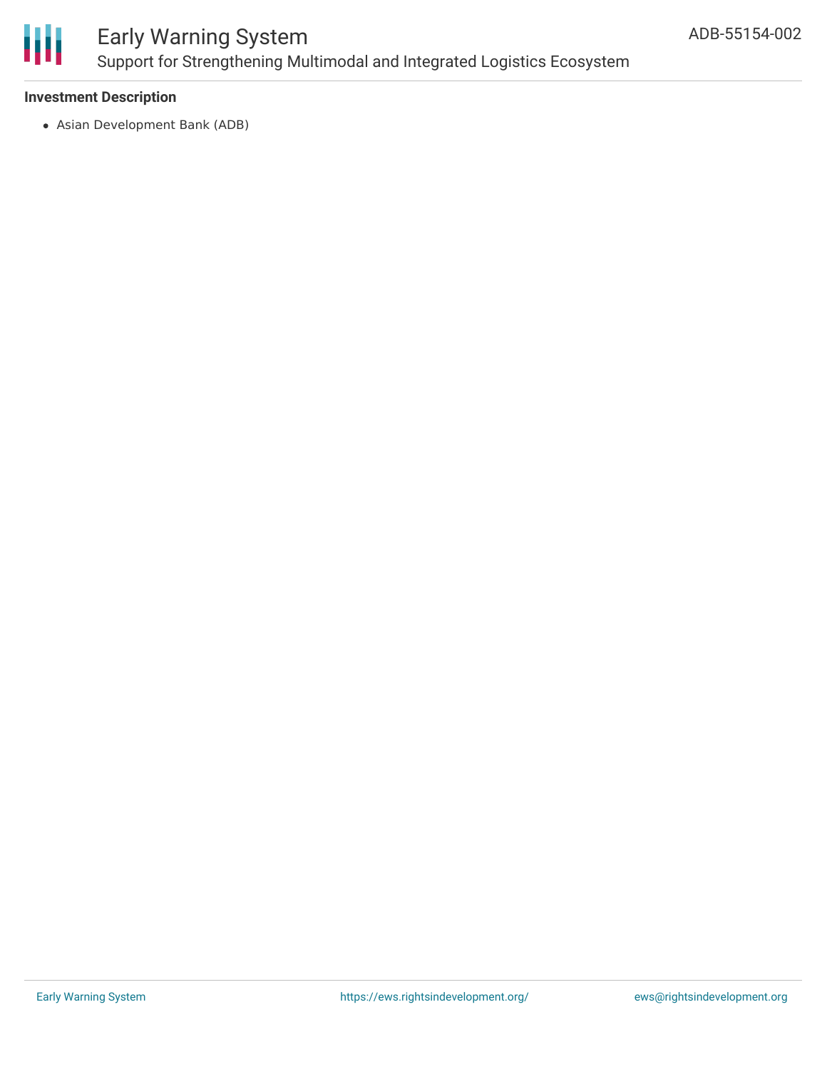**Investment Description**

- Asian Development Bank (ADB)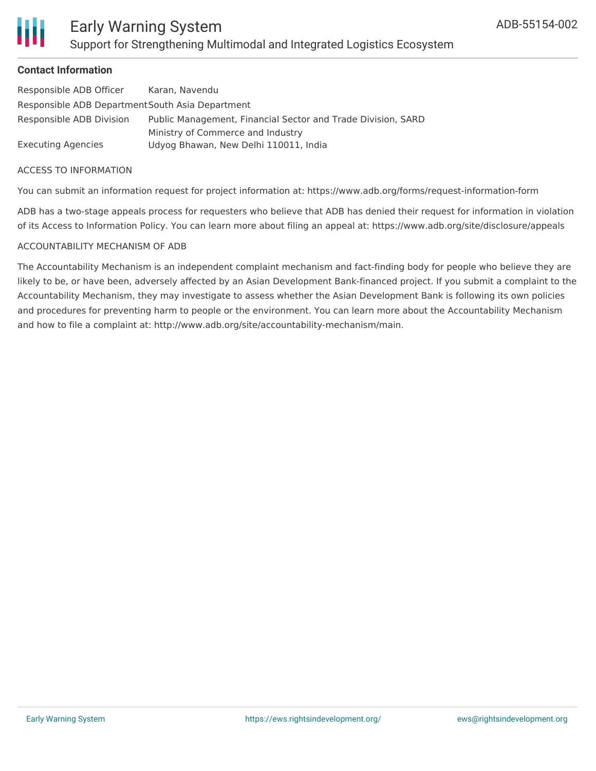## Contact Information

| | |
|---|---|
| Responsible ADB Officer | Karan, Navendu |
| Responsible ADB Department | South Asia Department |
| Responsible ADB Division | Public Management, Financial Sector and Trade Division, SARD |
| Executing Agencies | Ministry of Commerce and Industry<br>Udyog Bhawan, New Delhi 110011, India |

ACCESS TO INFORMATION

You can submit an information request for project information at: https://www.adb.org/forms/request-information-form

ADB has a two-stage appeals process for requesters who believe that ADB has denied their request for information in violation of its Access to Information Policy. You can learn more about filing an appeal at: https://www.adb.org/site/disclosure/appeals

ACCOUNTABILITY MECHANISM OF ADB

The Accountability Mechanism is an independent complaint mechanism and fact-finding body for people who believe they are likely to be, or have been, adversely affected by an Asian Development Bank-financed project. If you submit a complaint to the Accountability Mechanism, they may investigate to assess whether the Asian Development Bank is following its own policies and procedures for preventing harm to people or the environment. You can learn more about the Accountability Mechanism and how to file a complaint at: http://www.adb.org/site/accountability-mechanism/main.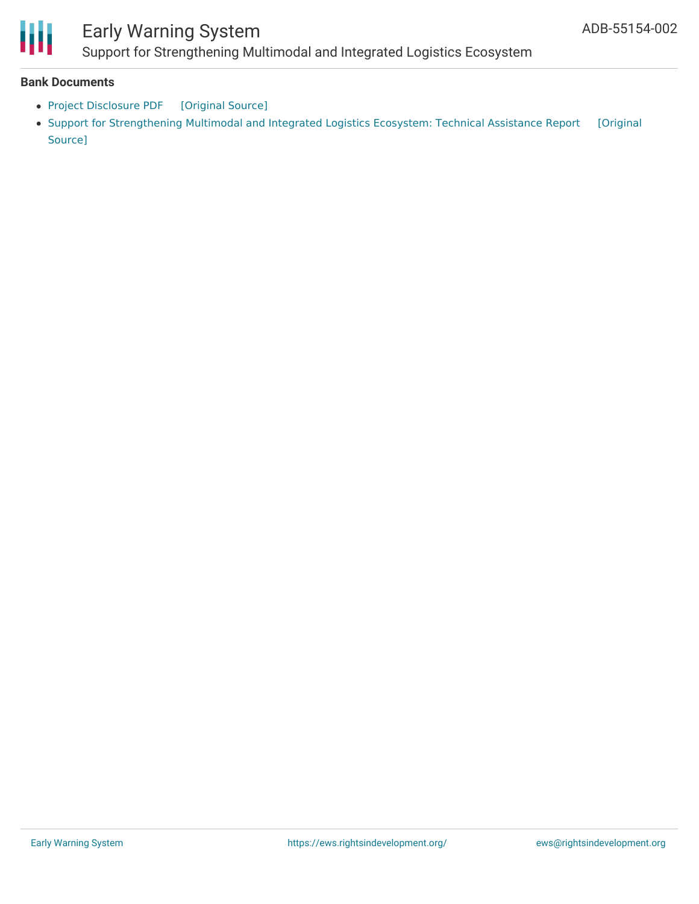**Bank Documents**

- Project Disclosure PDF [Original Source]
- Support for Strengthening Multimodal and Integrated Logistics Ecosystem: Technical Assistance Report [Original Source]